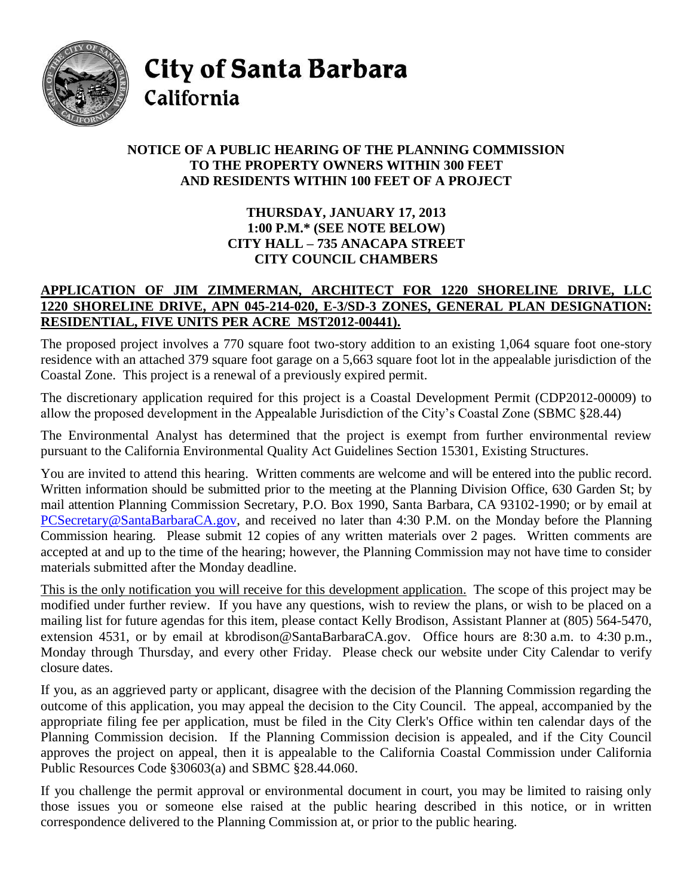# City of Santa Barbara
## California

**NOTICE OF A PUBLIC HEARING OF THE PLANNING COMMISSION**
**TO THE PROPERTY OWNERS WITHIN 300 FEET**
**AND RESIDENTS WITHIN 100 FEET OF A PROJECT**

**THURSDAY, JANUARY 17, 2013**
**1:00 P.M.* (SEE NOTE BELOW)**
**CITY HALL – 735 ANACAPA STREET**
**CITY COUNCIL CHAMBERS**

**APPLICATION OF JIM ZIMMERMAN, ARCHITECT FOR 1220 SHORELINE DRIVE, LLC 1220 SHORELINE DRIVE, APN 045-214-020, E-3/SD-3 ZONES, GENERAL PLAN DESIGNATION: RESIDENTIAL, FIVE UNITS PER ACRE MST2012-00441).**

The proposed project involves a 770 square foot two-story addition to an existing 1,064 square foot one-story residence with an attached 379 square foot garage on a 5,663 square foot lot in the appealable jurisdiction of the Coastal Zone. This project is a renewal of a previously expired permit.

The discretionary application required for this project is a Coastal Development Permit (CDP2012-00009) to allow the proposed development in the Appealable Jurisdiction of the City's Coastal Zone (SBMC §28.44)

The Environmental Analyst has determined that the project is exempt from further environmental review pursuant to the California Environmental Quality Act Guidelines Section 15301, Existing Structures.

You are invited to attend this hearing. Written comments are welcome and will be entered into the public record. Written information should be submitted prior to the meeting at the Planning Division Office, 630 Garden St; by mail attention Planning Commission Secretary, P.O. Box 1990, Santa Barbara, CA 93102-1990; or by email at PCSecretary@SantaBarbaraCA.gov, and received no later than 4:30 P.M. on the Monday before the Planning Commission hearing. Please submit 12 copies of any written materials over 2 pages. Written comments are accepted at and up to the time of the hearing; however, the Planning Commission may not have time to consider materials submitted after the Monday deadline.

This is the only notification you will receive for this development application. The scope of this project may be modified under further review. If you have any questions, wish to review the plans, or wish to be placed on a mailing list for future agendas for this item, please contact Kelly Brodison, Assistant Planner at (805) 564-5470, extension 4531, or by email at kbrodison@SantaBarbaraCA.gov. Office hours are 8:30 a.m. to 4:30 p.m., Monday through Thursday, and every other Friday. Please check our website under City Calendar to verify closure dates.

If you, as an aggrieved party or applicant, disagree with the decision of the Planning Commission regarding the outcome of this application, you may appeal the decision to the City Council. The appeal, accompanied by the appropriate filing fee per application, must be filed in the City Clerk's Office within ten calendar days of the Planning Commission decision. If the Planning Commission decision is appealed, and if the City Council approves the project on appeal, then it is appealable to the California Coastal Commission under California Public Resources Code §30603(a) and SBMC §28.44.060.

If you challenge the permit approval or environmental document in court, you may be limited to raising only those issues you or someone else raised at the public hearing described in this notice, or in written correspondence delivered to the Planning Commission at, or prior to the public hearing.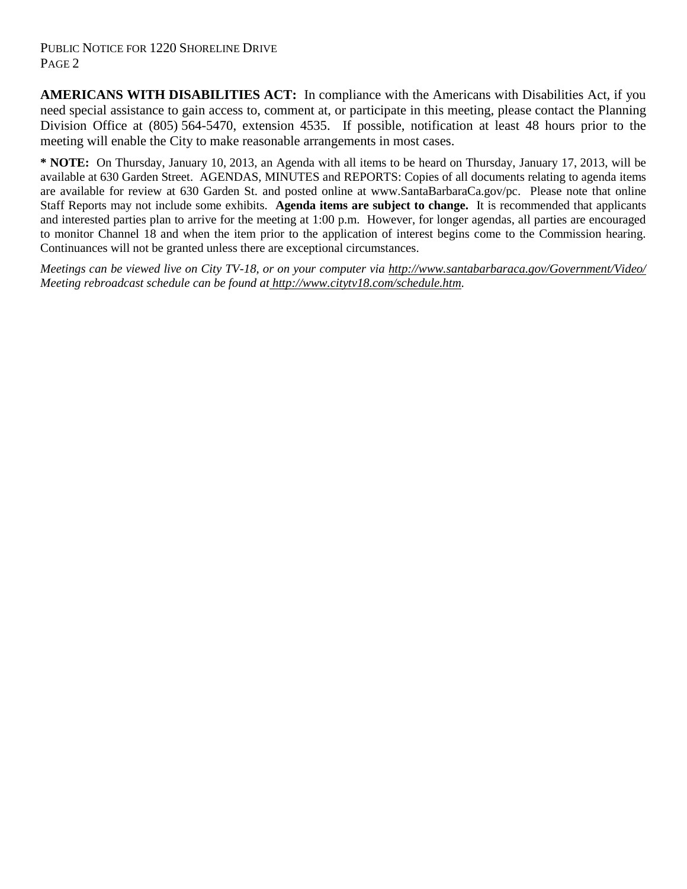**AMERICANS WITH DISABILITIES ACT:** In compliance with the Americans with Disabilities Act, if you need special assistance to gain access to, comment at, or participate in this meeting, please contact the Planning Division Office at (805) 564-5470, extension 4535. If possible, notification at least 48 hours prior to the meeting will enable the City to make reasonable arrangements in most cases.

**\* NOTE:** On Thursday, January 10, 2013, an Agenda with all items to be heard on Thursday, January 17, 2013, will be available at 630 Garden Street. AGENDAS, MINUTES and REPORTS: Copies of all documents relating to agenda items are available for review at 630 Garden St. and posted online at www.SantaBarbaraCa.gov/pc. Please note that online Staff Reports may not include some exhibits. **Agenda items are subject to change.** It is recommended that applicants and interested parties plan to arrive for the meeting at 1:00 p.m. However, for longer agendas, all parties are encouraged to monitor Channel 18 and when the item prior to the application of interest begins come to the Commission hearing. Continuances will not be granted unless there are exceptional circumstances.

*Meetings can be viewed live on City TV-18, or on your computer via http://www.santabarbaraca.gov/Government/Video/ Meeting rebroadcast schedule can be found at http://www.citytv18.com/schedule.htm.*